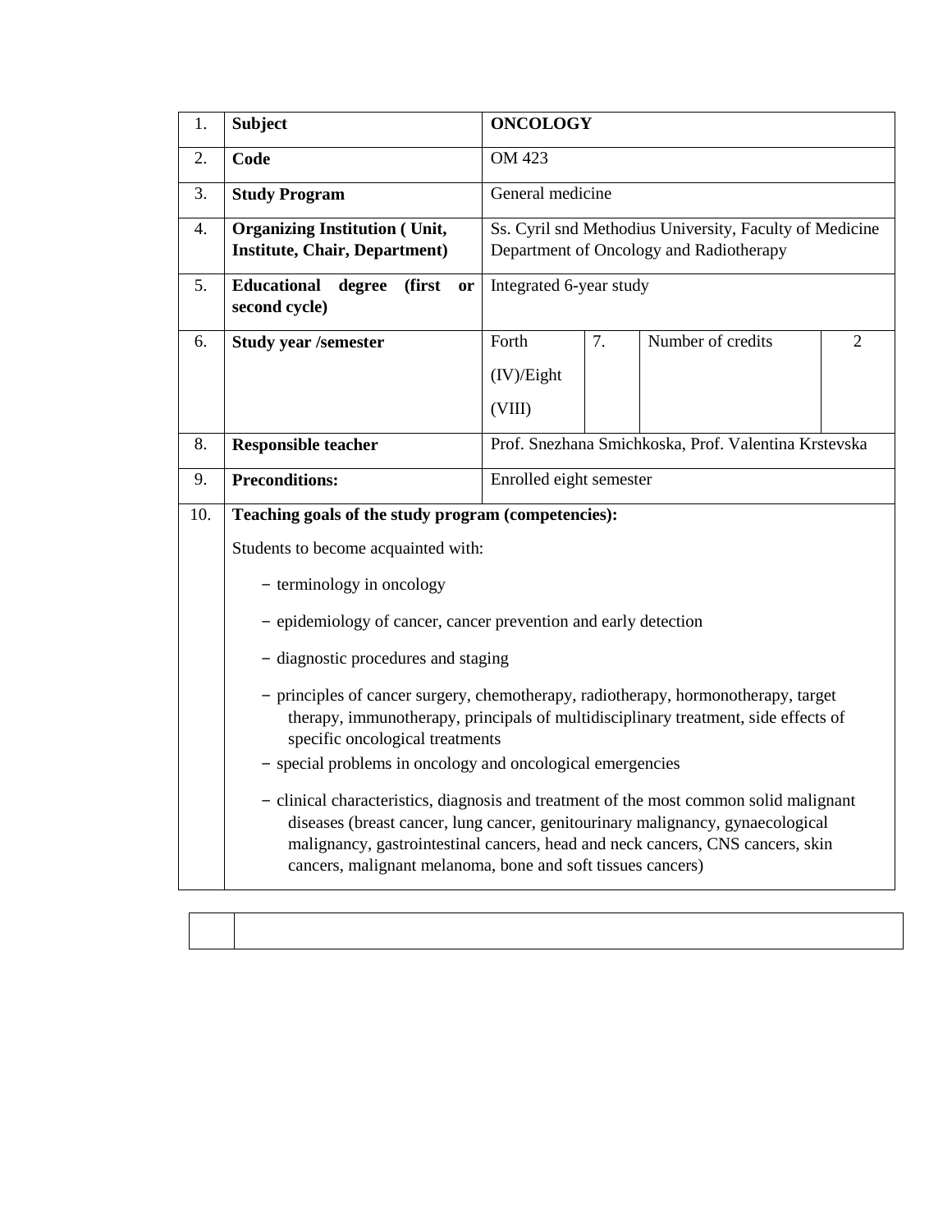| 1. | **Subject** | **ONCOLOGY** | | | |
|---|---|---|---|---|---|
| 2. | **Code** | OM 423 | | | |
| 3. | **Study Program** | General medicine | | | |
| 4. | **Organizing Institution ( Unit, Institute, Chair, Department)** | Ss. Cyril snd Methodius University, Faculty of Medicine Department of Oncology and Radiotherapy | | | |
| 5. | **Educational degree (first or second cycle)** | Integrated 6-year study | | | |
| 6. | **Study year /semester** | Forth (IV)/Eight (VIII) | 7. | Number of credits | 2 |
| 8. | **Responsible teacher** | Prof. Snezhana Smichkoska, Prof. Valentina Krstevska | | | |
| 9. | **Preconditions:** | Enrolled eight semester | | | |
| 10. | **Teaching goals of the study program (competencies):** Students to become acquainted with: – terminology in oncology – epidemiology of cancer, cancer prevention and early detection – diagnostic procedures and staging – principles of cancer surgery, chemotherapy, radiotherapy, hormonotherapy, target therapy, immunotherapy, principals of multidisciplinary treatment, side effects of specific oncological treatments – special problems in oncology and oncological emergencies – clinical characteristics, diagnosis and treatment of the most common solid malignant diseases (breast cancer, lung cancer, genitourinary malignancy, gynaecological malignancy, gastrointestinal cancers, head and neck cancers, CNS cancers, skin cancers, malignant melanoma, bone and soft tissues cancers) | | | | | |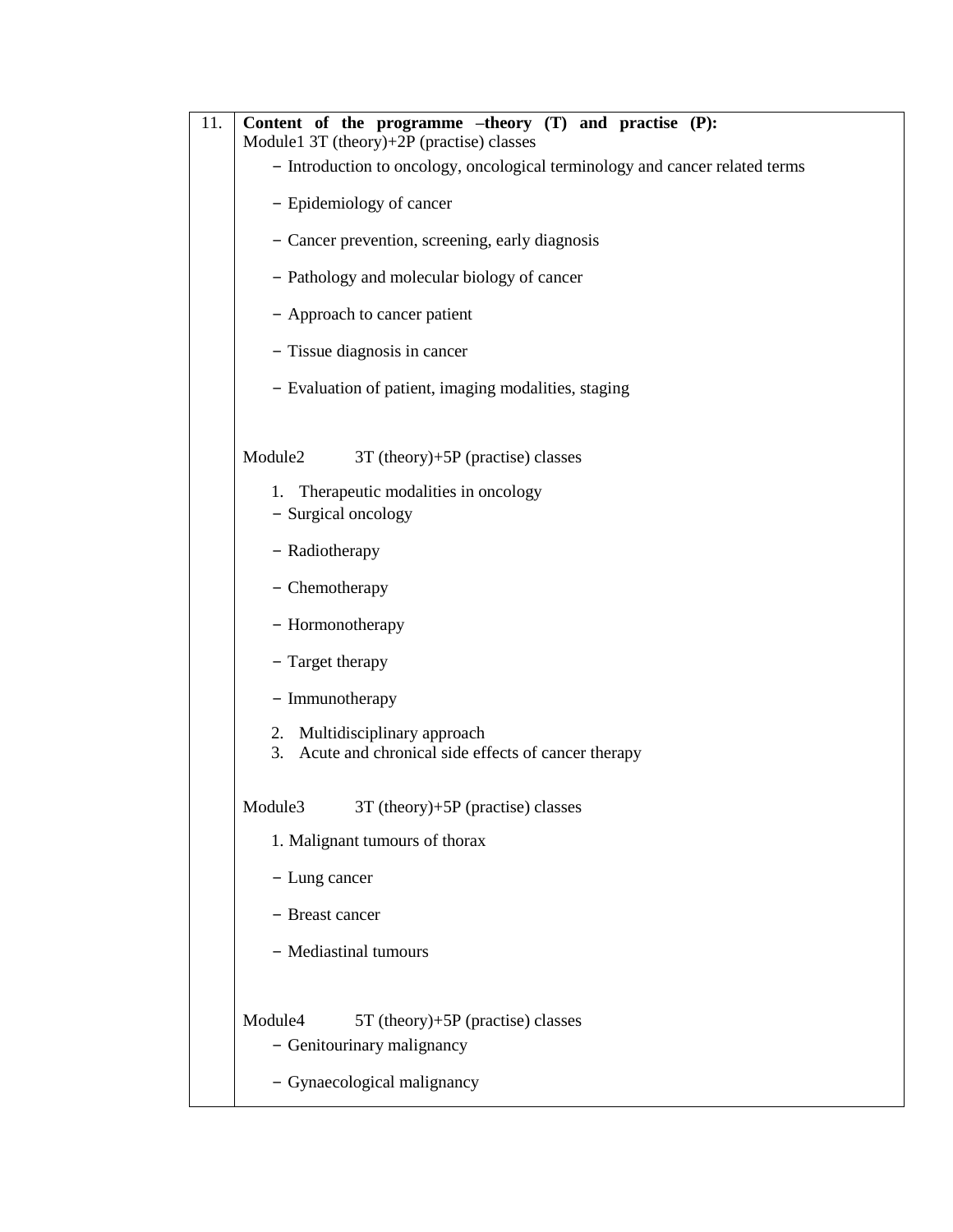| 11. | **Content of the programme –theory (T) and practise (P):**<br>Module1 3T (theory)+2P (practise) classes<br>– Introduction to oncology, oncological terminology and cancer related terms<br>– Epidemiology of cancer<br>– Cancer prevention, screening, early diagnosis<br>– Pathology and molecular biology of cancer<br>– Approach to cancer patient<br>– Tissue diagnosis in cancer<br>– Evaluation of patient, imaging modalities, staging<br><br>Module2 3T (theory)+5P (practise) classes<br>1. Therapeutic modalities in oncology<br>– Surgical oncology<br>– Radiotherapy<br>– Chemotherapy<br>– Hormonotherapy<br>– Target therapy<br>– Immunotherapy<br>2. Multidisciplinary approach<br>3. Acute and chronical side effects of cancer therapy<br><br>Module3 3T (theory)+5P (practise) classes<br>1. Malignant tumours of thorax<br>– Lung cancer<br>– Breast cancer<br>– Mediastinal tumours<br><br>Module4 5T (theory)+5P (practise) classes<br>– Genitourinary malignancy<br>– Gynaecological malignancy |
|---|---|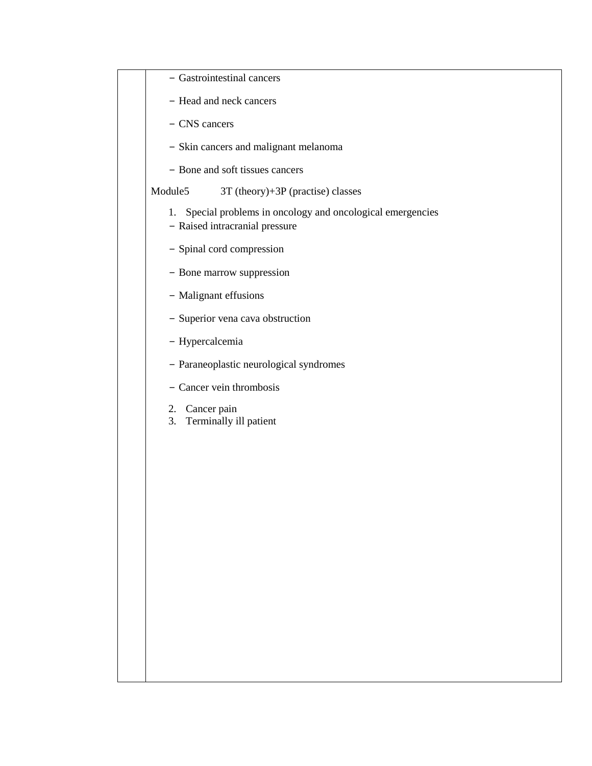- Gastrointestinal cancers
- Head and neck cancers
- CNS cancers
- Skin cancers and malignant melanoma
- Bone and soft tissues cancers

Module5 3T (theory)+3P (practise) classes

1. Special problems in oncology and oncological emergencies
   - Raised intracranial pressure
   - Spinal cord compression
   - Bone marrow suppression
   - Malignant effusions
   - Superior vena cava obstruction
   - Hypercalcemia
   - Paraneoplastic neurological syndromes
   - Cancer vein thrombosis
2. Cancer pain
3. Terminally ill patient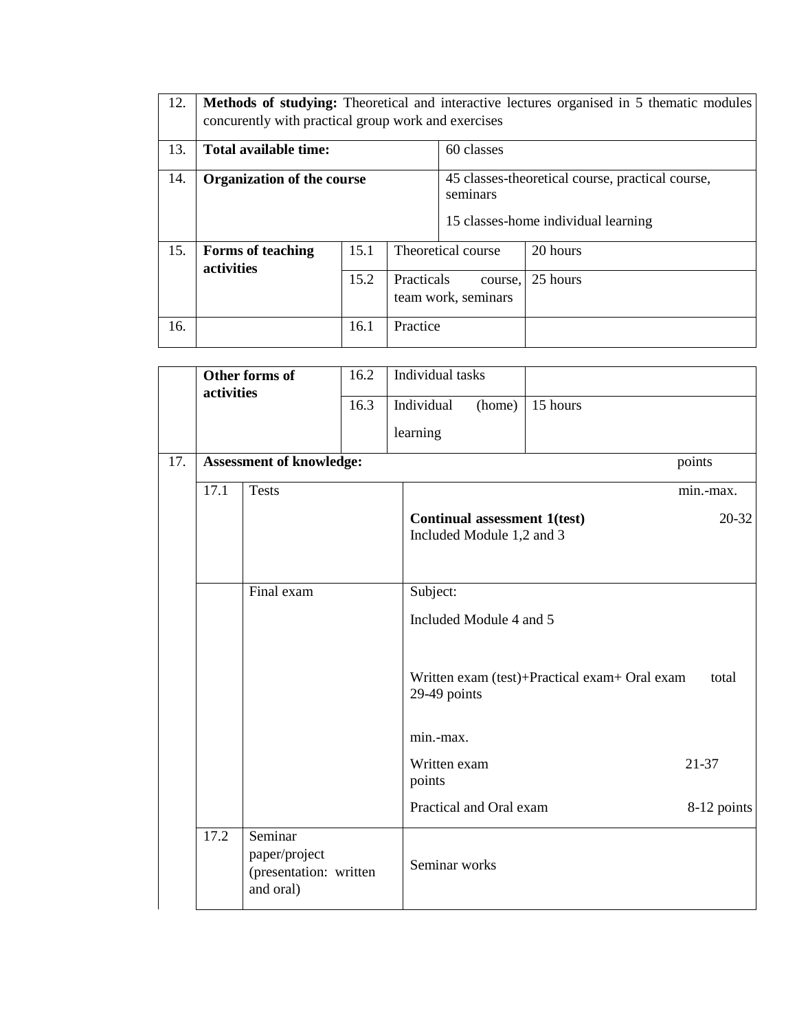| | | | | | |
|---|---|---|---|---|---|
| 12. | **Methods of studying:** Theoretical and interactive lectures organised in 5 thematic modules concurently with practical group work and exercises | | | | |
| 13. | **Total available time:** | | | 60 classes | |
| 14. | **Organization of the course** | | | 45 classes-theoretical course, practical course, seminars<br><br>15 classes-home individual learning | |
| 15. | **Forms of teaching activities** | 15.1 | Theoretical course | 20 hours | |
| | | 15.2 | Practicals course, team work, seminars | 25 hours | |
| 16. | | 16.1 | Practice | | |

| | | | | |
|---|---|---|---|---|
| | **Other forms of activities** | 16.2 | Individual tasks | |
| | | 16.3 | Individual (home) learning | 15 hours |

| | | | | |
|---|---|---|---|---|
| 17. | **Assessment of knowledge:** | | | points |
| | 17.1 | Tests | | min.-max. |
| | | | **Continual assessment 1(test)**<br>Included Module 1,2 and 3 | 20-32 |
| | | Final exam | Subject:<br><br>Included Module 4 and 5<br><br>Written exam (test)+Practical exam+ Oral exam total 29-49 points<br><br>min.-max.<br><br>Written exam 21-37 points<br><br>Practical and Oral exam 8-12 points | |
| | 17.2 | Seminar paper/project (presentation: written and oral) | Seminar works | |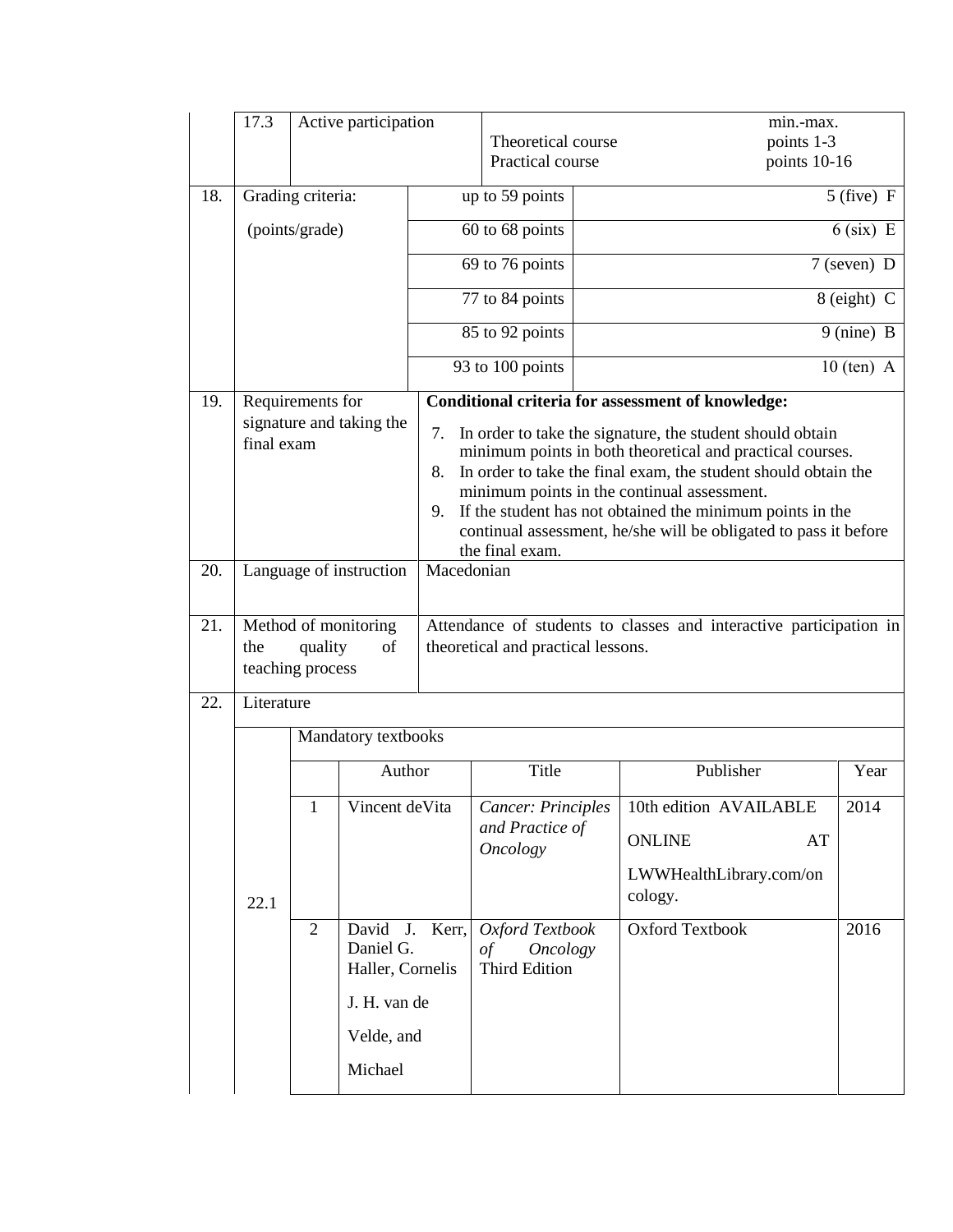| | | | |
|---|---|---|---|
| 17.3 | Active participation | Theoretical course<br>Practical course | min.-max.<br>points 1-3<br>points 10-16 |

| | | | |
|---|---|---|---|
| 18. | Grading criteria:<br>(points/grade) | up to 59 points | 5 (five) F |
| | | 60 to 68 points | 6 (six) E |
| | | 69 to 76 points | 7 (seven) D |
| | | 77 to 84 points | 8 (eight) C |
| | | 85 to 92 points | 9 (nine) B |
| | | 93 to 100 points | 10 (ten) A |

| | | |
|---|---|---|
| 19. | Requirements for signature and taking the final exam | **Conditional criteria for assessment of knowledge:**<br>7. In order to take the signature, the student should obtain minimum points in both theoretical and practical courses.<br>8. In order to take the final exam, the student should obtain the minimum points in the continual assessment.<br>9. If the student has not obtained the minimum points in the continual assessment, he/she will be obligated to pass it before the final exam. |
| 20. | Language of instruction | Macedonian |
| 21. | Method of monitoring the quality of teaching process | Attendance of students to classes and interactive participation in theoretical and practical lessons. |
| 22. | Literature | |

| | | Author | Title | Publisher | Year |
|---|---|---|---|---|---|
| 22.1 | Mandatory textbooks | | | | |
| | 1 | Vincent deVita | *Cancer: Principles and Practice of Oncology* | 10th edition AVAILABLE ONLINE AT LWWHealthLibrary.com/oncology. | 2014 |
| | 2 | David J. Kerr, Daniel G. Haller, Cornelis J. H. van de Velde, and Michael | *Oxford Textbook of Oncology* Third Edition | Oxford Textbook | 2016 |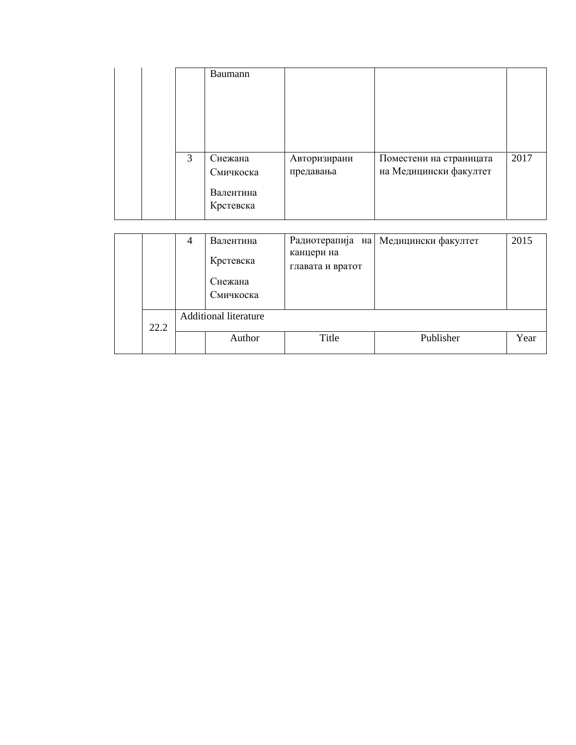| | | | | | | |
|---|---|---|---|---|---|---|
| | | | Baumann | | | |
| | | 3 | Снежана Смичкоска<br>Валентина Крстевска | Авторизирани предавања | Поместени на страницата на Медицински факултет | 2017 |
| | | 4 | Валентина Крстевска<br>Снежана Смичкоска | Радиотерапија на канцери на главата и вратот | Медицински факултет | 2015 |
| | 22.2 | Additional literature | | | | |
| | | | Author | Title | Publisher | Year |